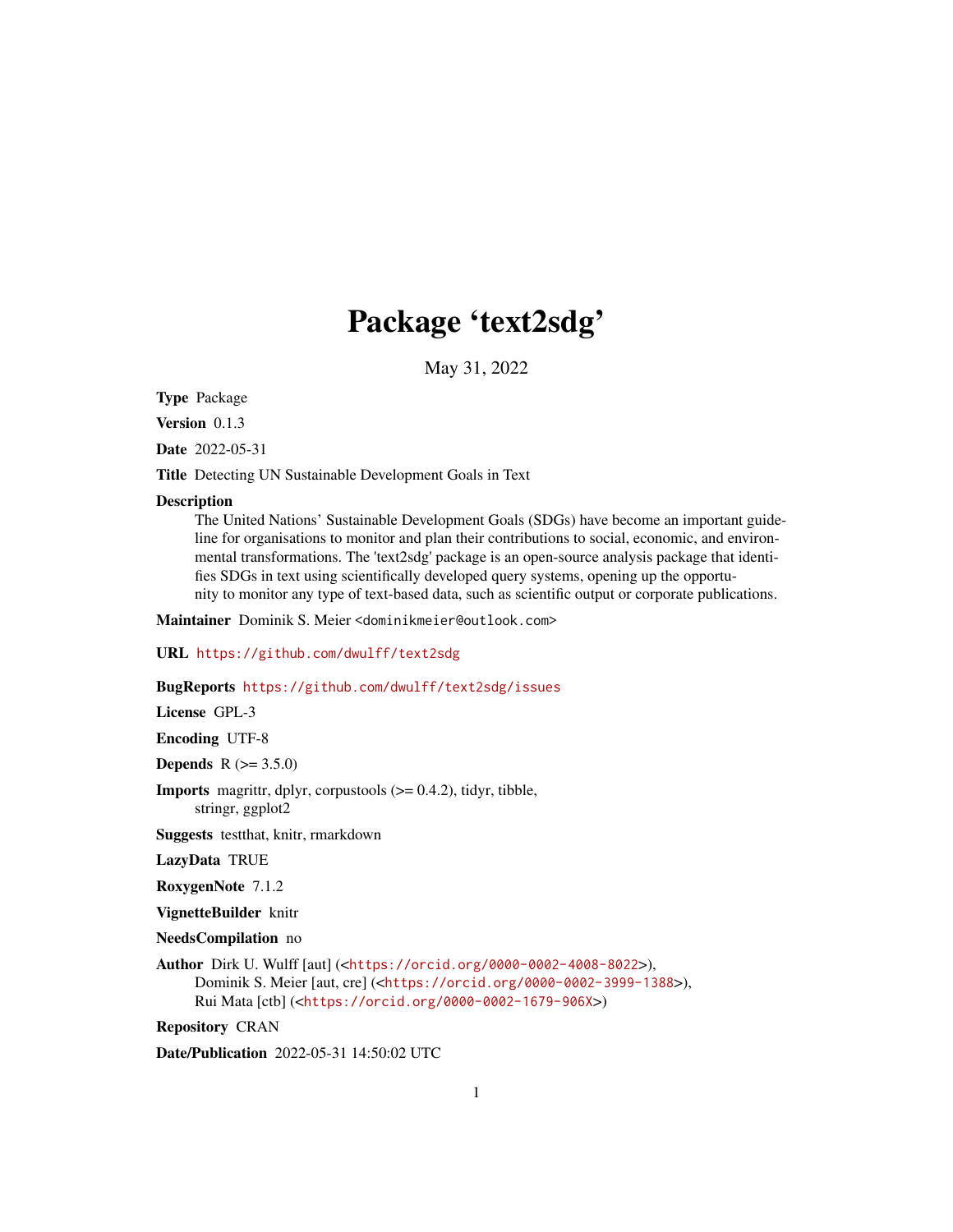# Package 'text2sdg'

May 31, 2022

**Type** Package

**Version** 0.1.3

**Date** 2022-05-31

**Title** Detecting UN Sustainable Development Goals in Text

**Description**
The United Nations' Sustainable Development Goals (SDGs) have become an important guideline for organisations to monitor and plan their contributions to social, economic, and environmental transformations. The 'text2sdg' package is an open-source analysis package that identifies SDGs in text using scientifically developed query systems, opening up the opportunity to monitor any type of text-based data, such as scientific output or corporate publications.

**Maintainer** Dominik S. Meier <dominikmeier@outlook.com>

**URL** https://github.com/dwulff/text2sdg

**BugReports** https://github.com/dwulff/text2sdg/issues

**License** GPL-3

**Encoding** UTF-8

**Depends** R (>= 3.5.0)

**Imports** magrittr, dplyr, corpustools (>= 0.4.2), tidyr, tibble, stringr, ggplot2

**Suggests** testthat, knitr, rmarkdown

**LazyData** TRUE

**RoxygenNote** 7.1.2

**VignetteBuilder** knitr

**NeedsCompilation** no

**Author** Dirk U. Wulff [aut] (<https://orcid.org/0000-0002-4008-8022>),
Dominik S. Meier [aut, cre] (<https://orcid.org/0000-0002-3999-1388>),
Rui Mata [ctb] (<https://orcid.org/0000-0002-1679-906X>)

**Repository** CRAN

**Date/Publication** 2022-05-31 14:50:02 UTC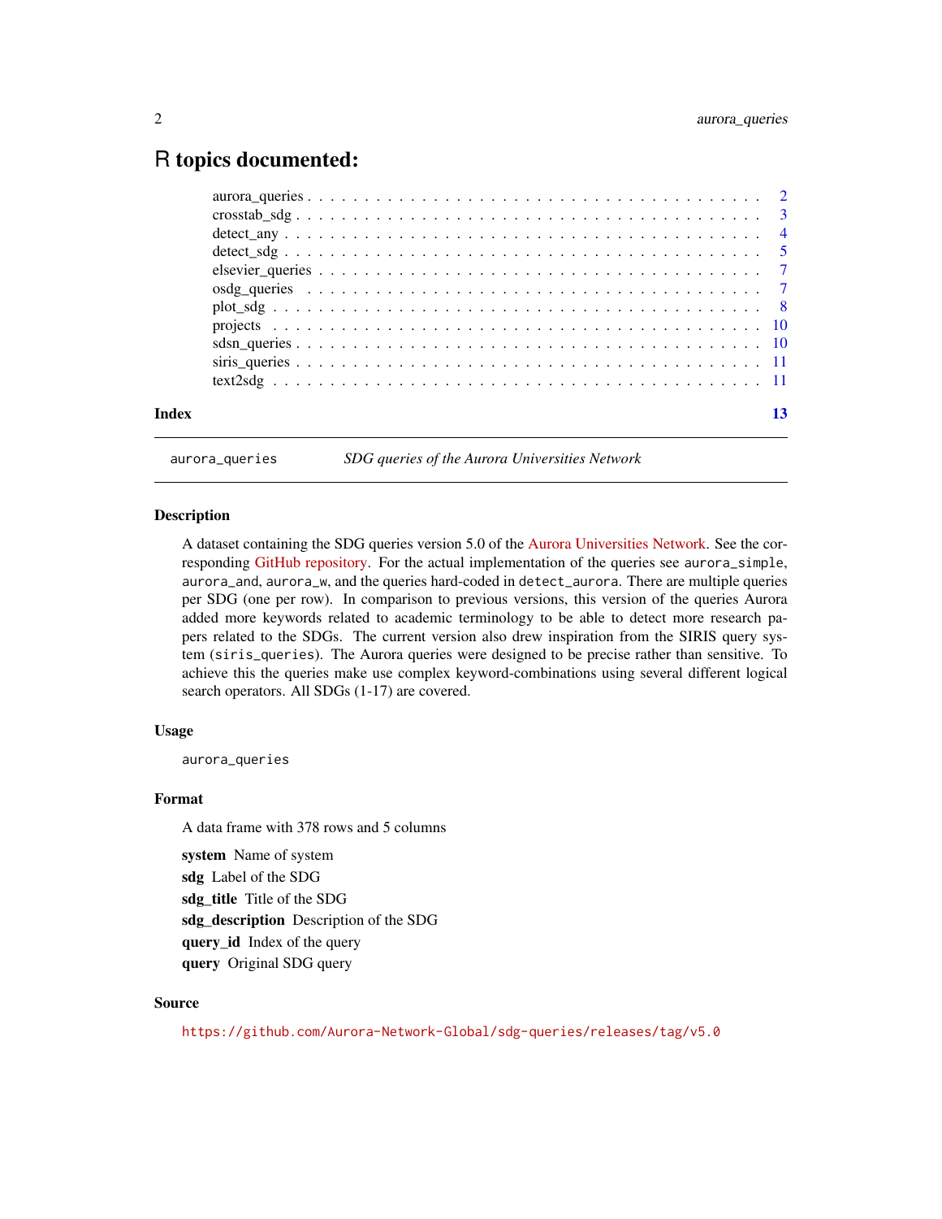# R topics documented:

| | |
|---|---|
| aurora_queries | 2 |
| crosstab_sdg | 3 |
| detect_any | 4 |
| detect_sdg | 5 |
| elsevier_queries | 7 |
| osdg_queries | 7 |
| plot_sdg | 8 |
| projects | 10 |
| sdsn_queries | 10 |
| siris_queries | 11 |
| text2sdg | 11 |
| **Index** | **13** |

---

`aurora_queries` *SDG queries of the Aurora Universities Network*

---

### Description

A dataset containing the SDG queries version 5.0 of the Aurora Universities Network. See the corresponding GitHub repository. For the actual implementation of the queries see `aurora_simple`, `aurora_and`, `aurora_w`, and the queries hard-coded in `detect_aurora`. There are multiple queries per SDG (one per row). In comparison to previous versions, this version of the queries Aurora added more keywords related to academic terminology to be able to detect more research papers related to the SDGs. The current version also drew inspiration from the SIRIS query system (`siris_queries`). The Aurora queries were designed to be precise rather than sensitive. To achieve this the queries make use complex keyword-combinations using several different logical search operators. All SDGs (1-17) are covered.

### Usage

```
aurora_queries
```

### Format

A data frame with 378 rows and 5 columns

**system** Name of system

**sdg** Label of the SDG

**sdg_title** Title of the SDG

**sdg_description** Description of the SDG

**query_id** Index of the query

**query** Original SDG query

### Source

https://github.com/Aurora-Network-Global/sdg-queries/releases/tag/v5.0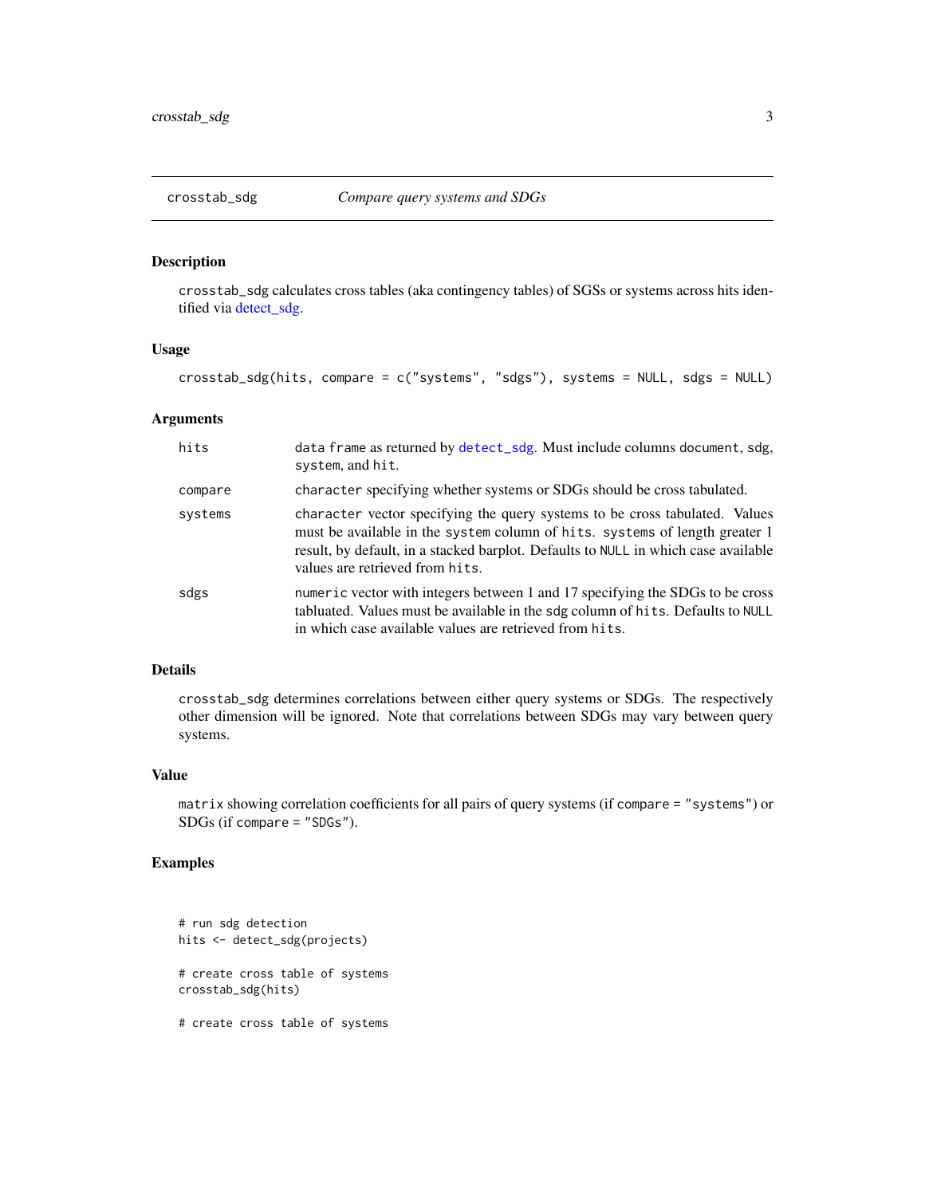## crosstab_sdg — *Compare query systems and SDGs*

### Description

crosstab_sdg calculates cross tables (aka contingency tables) of SGSs or systems across hits identified via detect_sdg.

### Usage

```
crosstab_sdg(hits, compare = c("systems", "sdgs"), systems = NULL, sdgs = NULL)
```

### Arguments

| | |
|---|---|
| hits | data frame as returned by detect_sdg. Must include columns document, sdg, system, and hit. |
| compare | character specifying whether systems or SDGs should be cross tabulated. |
| systems | character vector specifying the query systems to be cross tabulated. Values must be available in the system column of hits. systems of length greater 1 result, by default, in a stacked barplot. Defaults to NULL in which case available values are retrieved from hits. |
| sdgs | numeric vector with integers between 1 and 17 specifying the SDGs to be cross tabluated. Values must be available in the sdg column of hits. Defaults to NULL in which case available values are retrieved from hits. |

### Details

crosstab_sdg determines correlations between either query systems or SDGs. The respectively other dimension will be ignored. Note that correlations between SDGs may vary between query systems.

### Value

matrix showing correlation coefficients for all pairs of query systems (if compare = "systems") or SDGs (if compare = "SDGs").

### Examples

```
# run sdg detection
hits <- detect_sdg(projects)

# create cross table of systems
crosstab_sdg(hits)

# create cross table of systems
```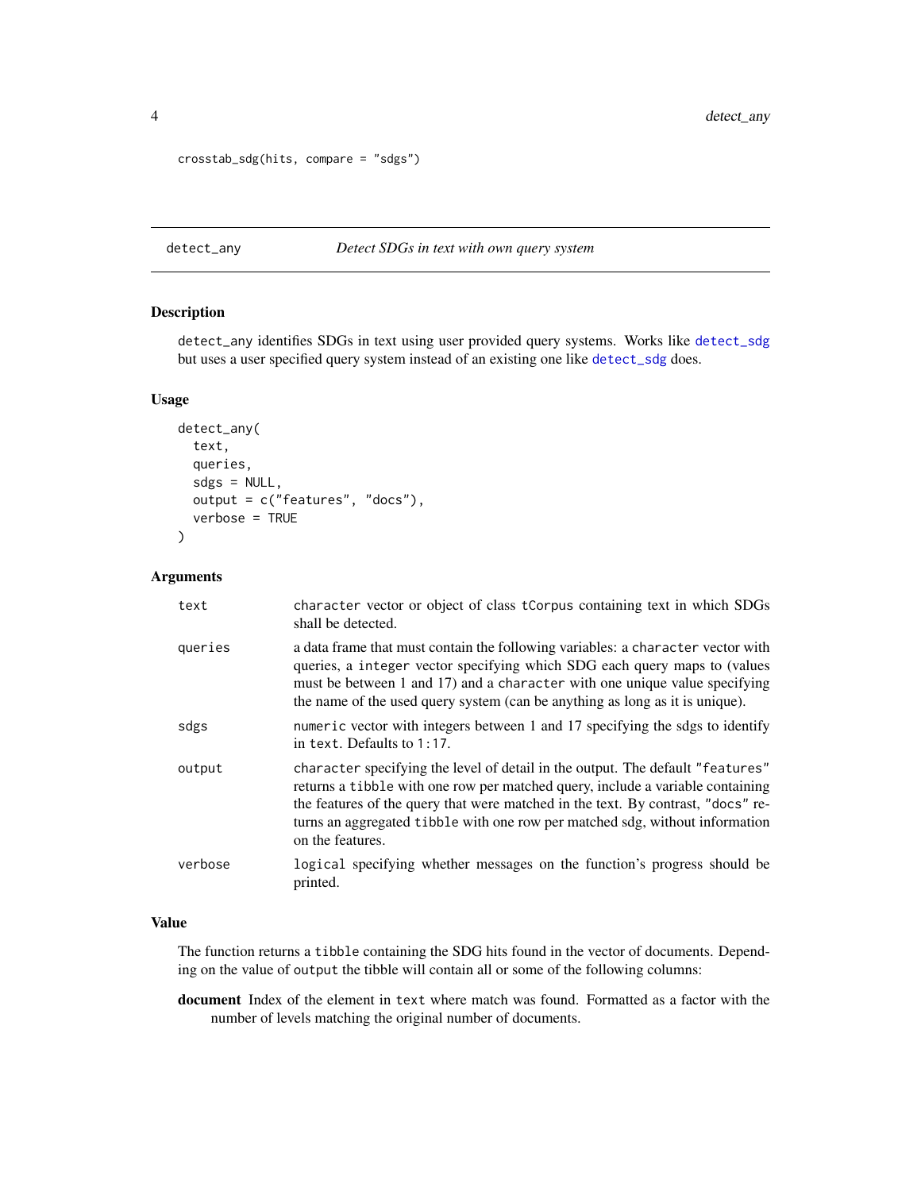```
crosstab_sdg(hits, compare = "sdgs")
```

## detect_any — *Detect SDGs in text with own query system*

### Description

detect_any identifies SDGs in text using user provided query systems. Works like detect_sdg but uses a user specified query system instead of an existing one like detect_sdg does.

### Usage

```
detect_any(
  text,
  queries,
  sdgs = NULL,
  output = c("features", "docs"),
  verbose = TRUE
)
```

### Arguments

| Argument | Description |
|---|---|
| text | character vector or object of class tCorpus containing text in which SDGs shall be detected. |
| queries | a data frame that must contain the following variables: a character vector with queries, a integer vector specifying which SDG each query maps to (values must be between 1 and 17) and a character with one unique value specifying the name of the used query system (can be anything as long as it is unique). |
| sdgs | numeric vector with integers between 1 and 17 specifying the sdgs to identify in text. Defaults to 1:17. |
| output | character specifying the level of detail in the output. The default "features" returns a tibble with one row per matched query, include a variable containing the features of the query that were matched in the text. By contrast, "docs" returns an aggregated tibble with one row per matched sdg, without information on the features. |
| verbose | logical specifying whether messages on the function's progress should be printed. |

### Value

The function returns a tibble containing the SDG hits found in the vector of documents. Depending on the value of output the tibble will contain all or some of the following columns:

**document** Index of the element in text where match was found. Formatted as a factor with the number of levels matching the original number of documents.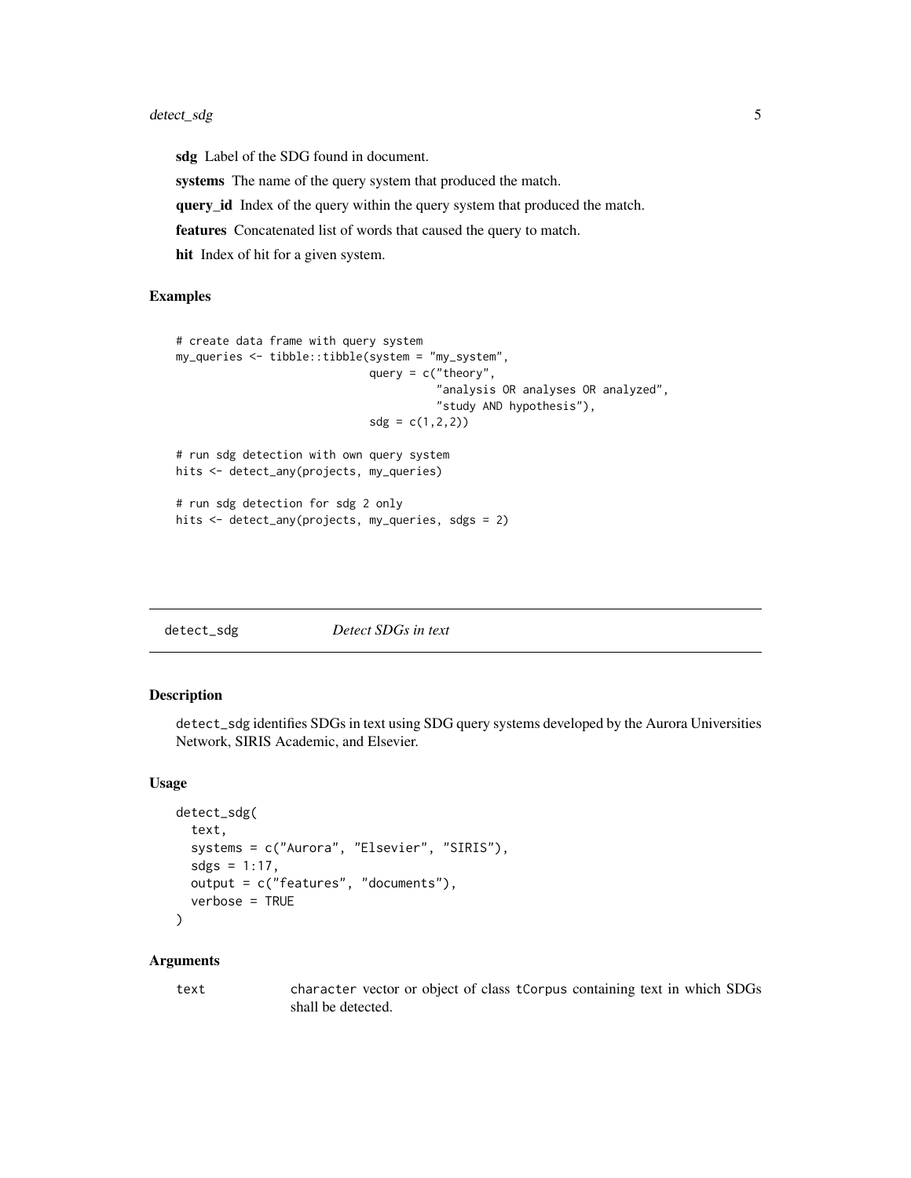**sdg** Label of the SDG found in document.

**systems** The name of the query system that produced the match.

**query_id** Index of the query within the query system that produced the match.

**features** Concatenated list of words that caused the query to match.

**hit** Index of hit for a given system.

### Examples

```
# create data frame with query system
my_queries <- tibble::tibble(system = "my_system",
                             query = c("theory",
                                       "analysis OR analyses OR analyzed",
                                       "study AND hypothesis"),
                             sdg = c(1,2,2))

# run sdg detection with own query system
hits <- detect_any(projects, my_queries)

# run sdg detection for sdg 2 only
hits <- detect_any(projects, my_queries, sdgs = 2)
```

---

## detect_sdg *Detect SDGs in text*

### Description

detect_sdg identifies SDGs in text using SDG query systems developed by the Aurora Universities Network, SIRIS Academic, and Elsevier.

### Usage

```
detect_sdg(
  text,
  systems = c("Aurora", "Elsevier", "SIRIS"),
  sdgs = 1:17,
  output = c("features", "documents"),
  verbose = TRUE
)
```

### Arguments

| | |
|---|---|
| text | character vector or object of class tCorpus containing text in which SDGs shall be detected. |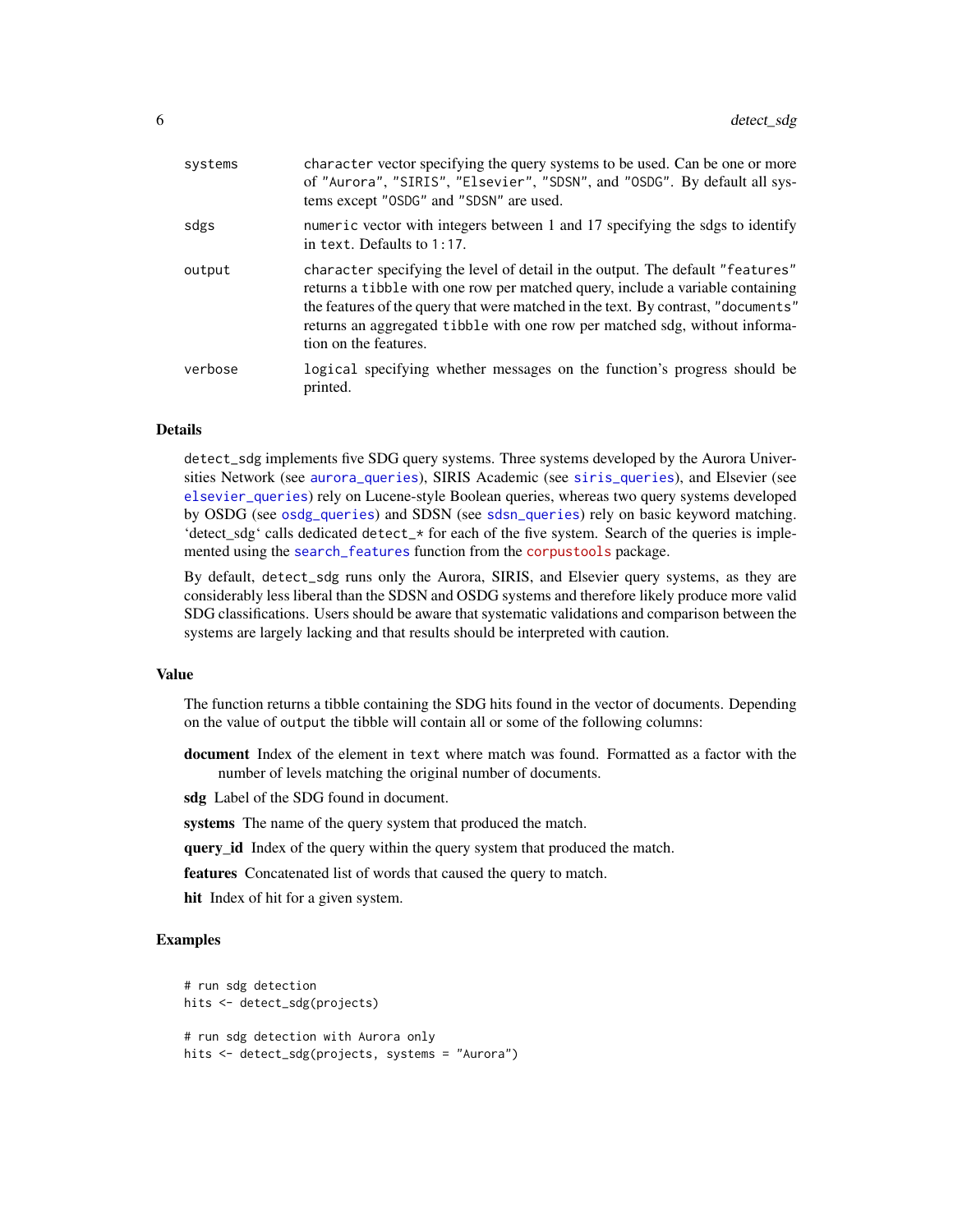| | |
|---|---|
| systems | `character` vector specifying the query systems to be used. Can be one or more of `"Aurora"`, `"SIRIS"`, `"Elsevier"`, `"SDSN"`, and `"OSDG"`. By default all systems except `"OSDG"` and `"SDSN"` are used. |
| sdgs | `numeric` vector with integers between 1 and 17 specifying the sdgs to identify in `text`. Defaults to `1:17`. |
| output | `character` specifying the level of detail in the output. The default `"features"` returns a `tibble` with one row per matched query, include a variable containing the features of the query that were matched in the text. By contrast, `"documents"` returns an aggregated `tibble` with one row per matched sdg, without information on the features. |
| verbose | `logical` specifying whether messages on the function's progress should be printed. |

## Details

`detect_sdg` implements five SDG query systems. Three systems developed by the Aurora Universities Network (see `aurora_queries`), SIRIS Academic (see `siris_queries`), and Elsevier (see `elsevier_queries`) rely on Lucene-style Boolean queries, whereas two query systems developed by OSDG (see `osdg_queries`) and SDSN (see `sdsn_queries`) rely on basic keyword matching. 'detect_sdg' calls dedicated `detect_*` for each of the five system. Search of the queries is implemented using the `search_features` function from the corpustools package.

By default, `detect_sdg` runs only the Aurora, SIRIS, and Elsevier query systems, as they are considerably less liberal than the SDSN and OSDG systems and therefore likely produce more valid SDG classifications. Users should be aware that systematic validations and comparison between the systems are largely lacking and that results should be interpreted with caution.

## Value

The function returns a tibble containing the SDG hits found in the vector of documents. Depending on the value of `output` the tibble will contain all or some of the following columns:

**document** Index of the element in `text` where match was found. Formatted as a factor with the number of levels matching the original number of documents.

**sdg** Label of the SDG found in document.

**systems** The name of the query system that produced the match.

**query_id** Index of the query within the query system that produced the match.

**features** Concatenated list of words that caused the query to match.

**hit** Index of hit for a given system.

## Examples

```
# run sdg detection
hits <- detect_sdg(projects)

# run sdg detection with Aurora only
hits <- detect_sdg(projects, systems = "Aurora")
```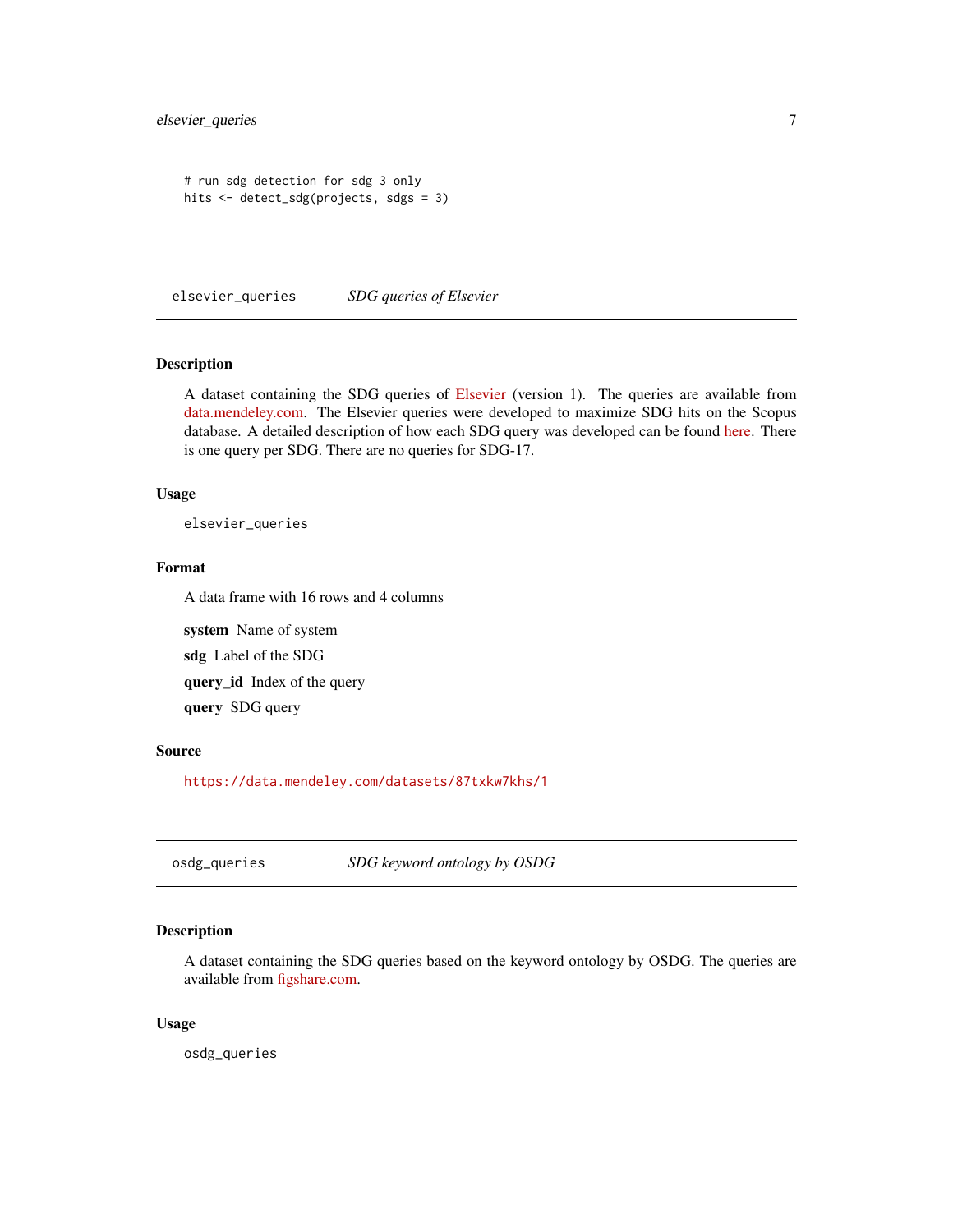```
# run sdg detection for sdg 3 only
hits <- detect_sdg(projects, sdgs = 3)
```

## elsevier_queries — *SDG queries of Elsevier*

### Description

A dataset containing the SDG queries of Elsevier (version 1). The queries are available from data.mendeley.com. The Elsevier queries were developed to maximize SDG hits on the Scopus database. A detailed description of how each SDG query was developed can be found here. There is one query per SDG. There are no queries for SDG-17.

### Usage

```
elsevier_queries
```

### Format

A data frame with 16 rows and 4 columns

**system** Name of system

**sdg** Label of the SDG

**query_id** Index of the query

**query** SDG query

### Source

https://data.mendeley.com/datasets/87txkw7khs/1

## osdg_queries — *SDG keyword ontology by OSDG*

### Description

A dataset containing the SDG queries based on the keyword ontology by OSDG. The queries are available from figshare.com.

### Usage

```
osdg_queries
```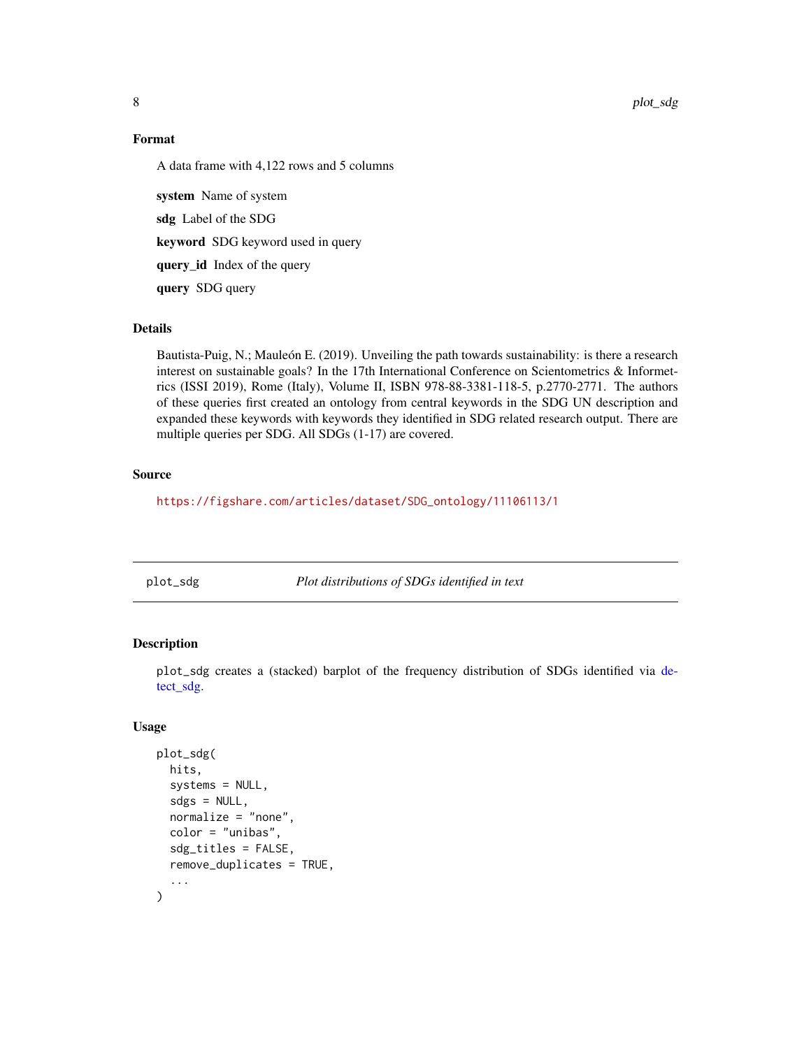### Format

A data frame with 4,122 rows and 5 columns

**system** Name of system

**sdg** Label of the SDG

**keyword** SDG keyword used in query

**query_id** Index of the query

**query** SDG query

### Details

Bautista-Puig, N.; Mauleón E. (2019). Unveiling the path towards sustainability: is there a research interest on sustainable goals? In the 17th International Conference on Scientometrics & Informetrics (ISSI 2019), Rome (Italy), Volume II, ISBN 978-88-3381-118-5, p.2770-2771. The authors of these queries first created an ontology from central keywords in the SDG UN description and expanded these keywords with keywords they identified in SDG related research output. There are multiple queries per SDG. All SDGs (1-17) are covered.

### Source

https://figshare.com/articles/dataset/SDG_ontology/11106113/1

---

## plot_sdg — *Plot distributions of SDGs identified in text*

### Description

plot_sdg creates a (stacked) barplot of the frequency distribution of SDGs identified via detect_sdg.

### Usage

```
plot_sdg(
  hits,
  systems = NULL,
  sdgs = NULL,
  normalize = "none",
  color = "unibas",
  sdg_titles = FALSE,
  remove_duplicates = TRUE,
  ...
)
```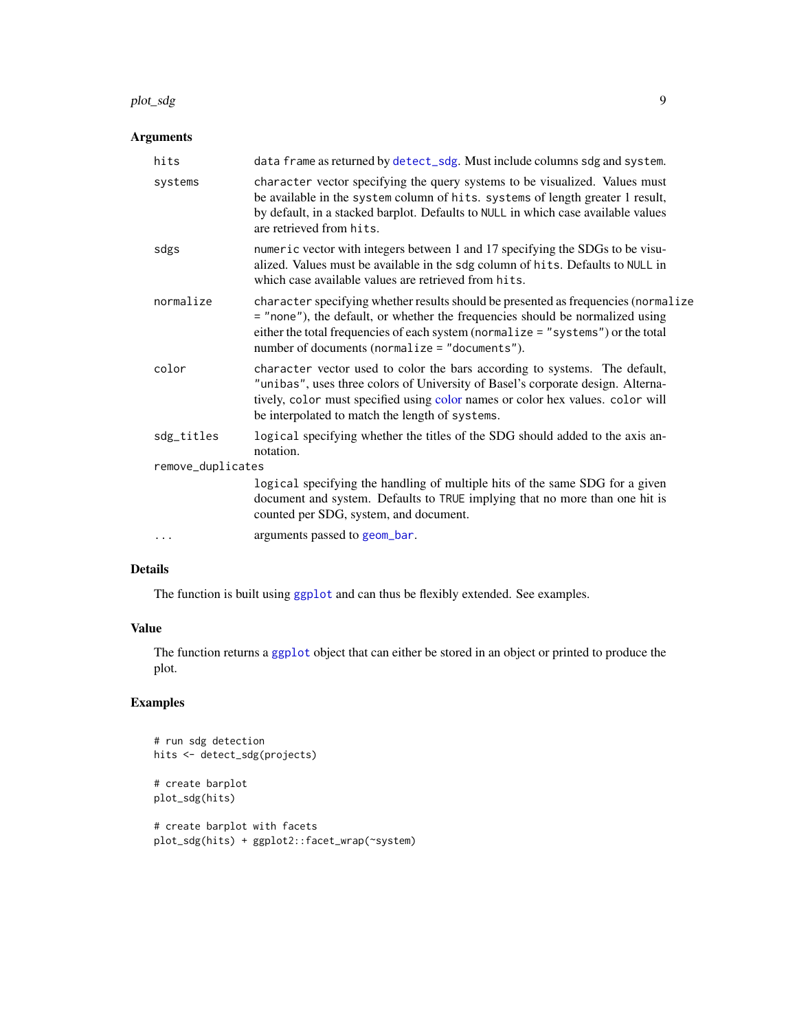### Arguments

- **hits**: data frame as returned by detect_sdg. Must include columns sdg and system.
- **systems**: character vector specifying the query systems to be visualized. Values must be available in the system column of hits. systems of length greater 1 result, by default, in a stacked barplot. Defaults to NULL in which case available values are retrieved from hits.
- **sdgs**: numeric vector with integers between 1 and 17 specifying the SDGs to be visualized. Values must be available in the sdg column of hits. Defaults to NULL in which case available values are retrieved from hits.
- **normalize**: character specifying whether results should be presented as frequencies (normalize = "none"), the default, or whether the frequencies should be normalized using either the total frequencies of each system (normalize = "systems") or the total number of documents (normalize = "documents").
- **color**: character vector used to color the bars according to systems. The default, "unibas", uses three colors of University of Basel's corporate design. Alternatively, color must specified using color names or color hex values. color will be interpolated to match the length of systems.
- **sdg_titles**: logical specifying whether the titles of the SDG should added to the axis annotation.
- **remove_duplicates**: logical specifying the handling of multiple hits of the same SDG for a given document and system. Defaults to TRUE implying that no more than one hit is counted per SDG, system, and document.
- **...**: arguments passed to geom_bar.

### Details

The function is built using ggplot and can thus be flexibly extended. See examples.

### Value

The function returns a ggplot object that can either be stored in an object or printed to produce the plot.

### Examples

```
# run sdg detection
hits <- detect_sdg(projects)

# create barplot
plot_sdg(hits)

# create barplot with facets
plot_sdg(hits) + ggplot2::facet_wrap(~system)
```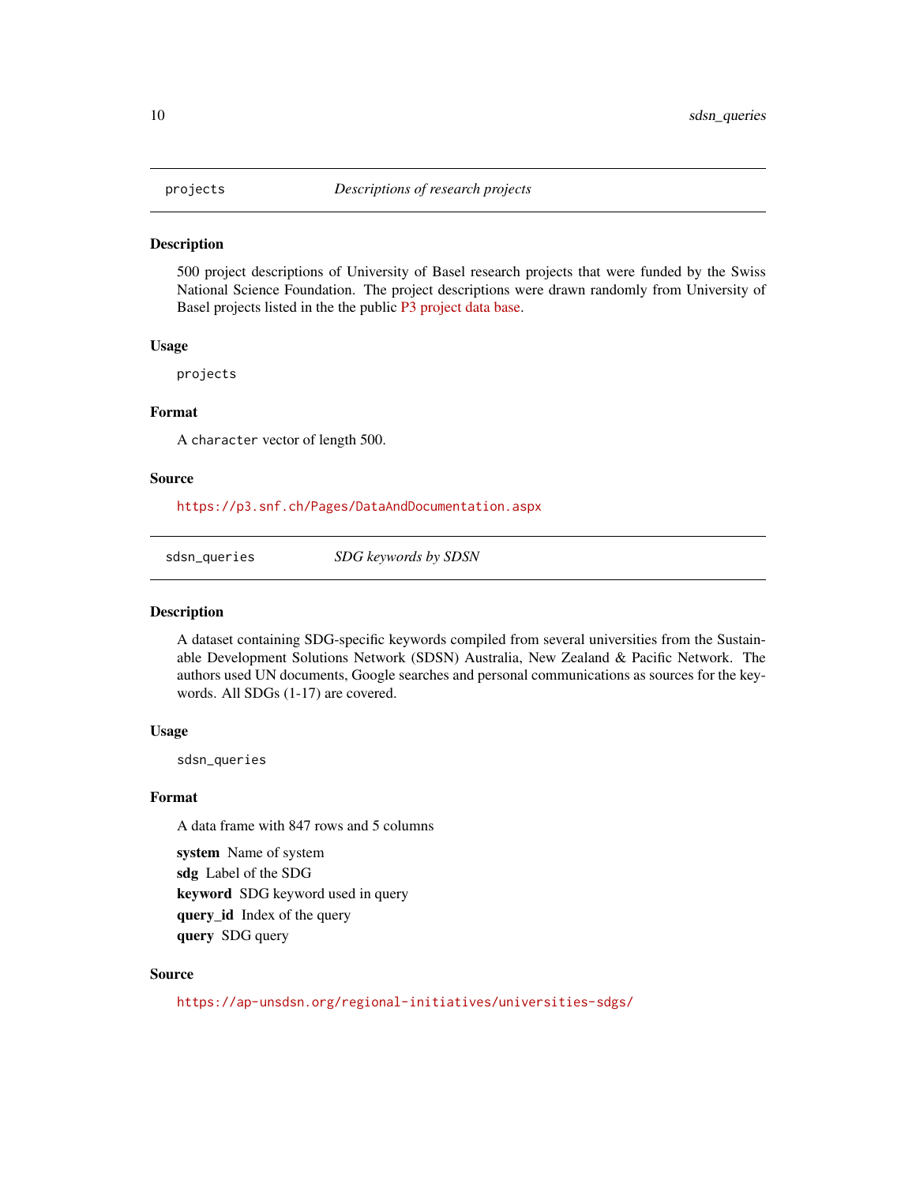## projects — *Descriptions of research projects*

### Description

500 project descriptions of University of Basel research projects that were funded by the Swiss National Science Foundation. The project descriptions were drawn randomly from University of Basel projects listed in the the public P3 project data base.

### Usage

```
projects
```

### Format

A `character` vector of length 500.

### Source

https://p3.snf.ch/Pages/DataAndDocumentation.aspx

## sdsn_queries — *SDG keywords by SDSN*

### Description

A dataset containing SDG-specific keywords compiled from several universities from the Sustainable Development Solutions Network (SDSN) Australia, New Zealand & Pacific Network. The authors used UN documents, Google searches and personal communications as sources for the keywords. All SDGs (1-17) are covered.

### Usage

```
sdsn_queries
```

### Format

A data frame with 847 rows and 5 columns

**system** Name of system

**sdg** Label of the SDG

**keyword** SDG keyword used in query

**query_id** Index of the query

**query** SDG query

### Source

https://ap-unsdsn.org/regional-initiatives/universities-sdgs/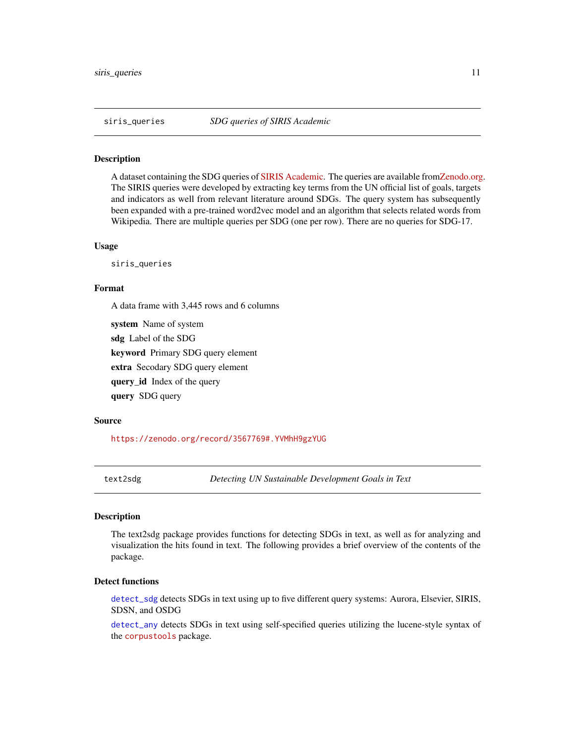## siris_queries — *SDG queries of SIRIS Academic*

### Description

A dataset containing the SDG queries of SIRIS Academic. The queries are available fromZenodo.org. The SIRIS queries were developed by extracting key terms from the UN official list of goals, targets and indicators as well from relevant literature around SDGs. The query system has subsequently been expanded with a pre-trained word2vec model and an algorithm that selects related words from Wikipedia. There are multiple queries per SDG (one per row). There are no queries for SDG-17.

### Usage

```
siris_queries
```

### Format

A data frame with 3,445 rows and 6 columns

**system** Name of system

**sdg** Label of the SDG

**keyword** Primary SDG query element

**extra** Secodary SDG query element

**query_id** Index of the query

**query** SDG query

### Source

https://zenodo.org/record/3567769#.YVMhH9gzYUG

## text2sdg — *Detecting UN Sustainable Development Goals in Text*

### Description

The text2sdg package provides functions for detecting SDGs in text, as well as for analyzing and visualization the hits found in text. The following provides a brief overview of the contents of the package.

### Detect functions

`detect_sdg` detects SDGs in text using up to five different query systems: Aurora, Elsevier, SIRIS, SDSN, and OSDG

`detect_any` detects SDGs in text using self-specified queries utilizing the lucene-style syntax of the `corpustools` package.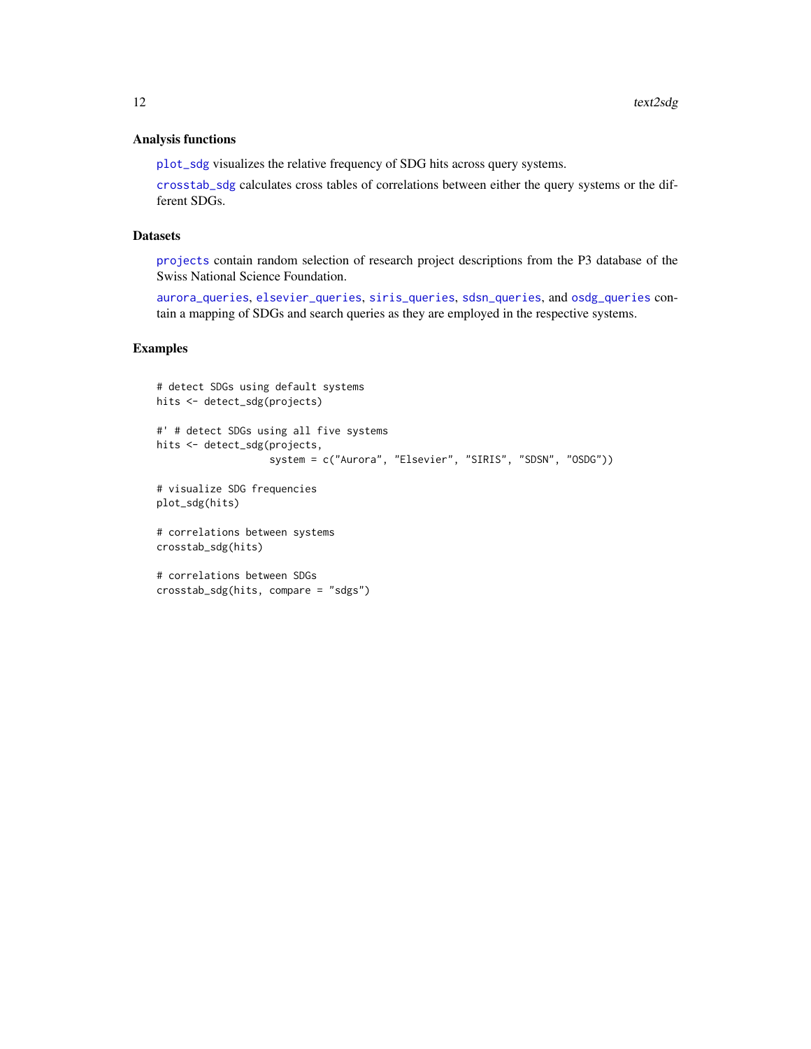### Analysis functions

`plot_sdg` visualizes the relative frequency of SDG hits across query systems.

`crosstab_sdg` calculates cross tables of correlations between either the query systems or the different SDGs.

### Datasets

`projects` contain random selection of research project descriptions from the P3 database of the Swiss National Science Foundation.

`aurora_queries`, `elsevier_queries`, `siris_queries`, `sdsn_queries`, and `osdg_queries` contain a mapping of SDGs and search queries as they are employed in the respective systems.

### Examples

```
# detect SDGs using default systems
hits <- detect_sdg(projects)

#' # detect SDGs using all five systems
hits <- detect_sdg(projects,
                   system = c("Aurora", "Elsevier", "SIRIS", "SDSN", "OSDG"))

# visualize SDG frequencies
plot_sdg(hits)

# correlations between systems
crosstab_sdg(hits)

# correlations between SDGs
crosstab_sdg(hits, compare = "sdgs")
```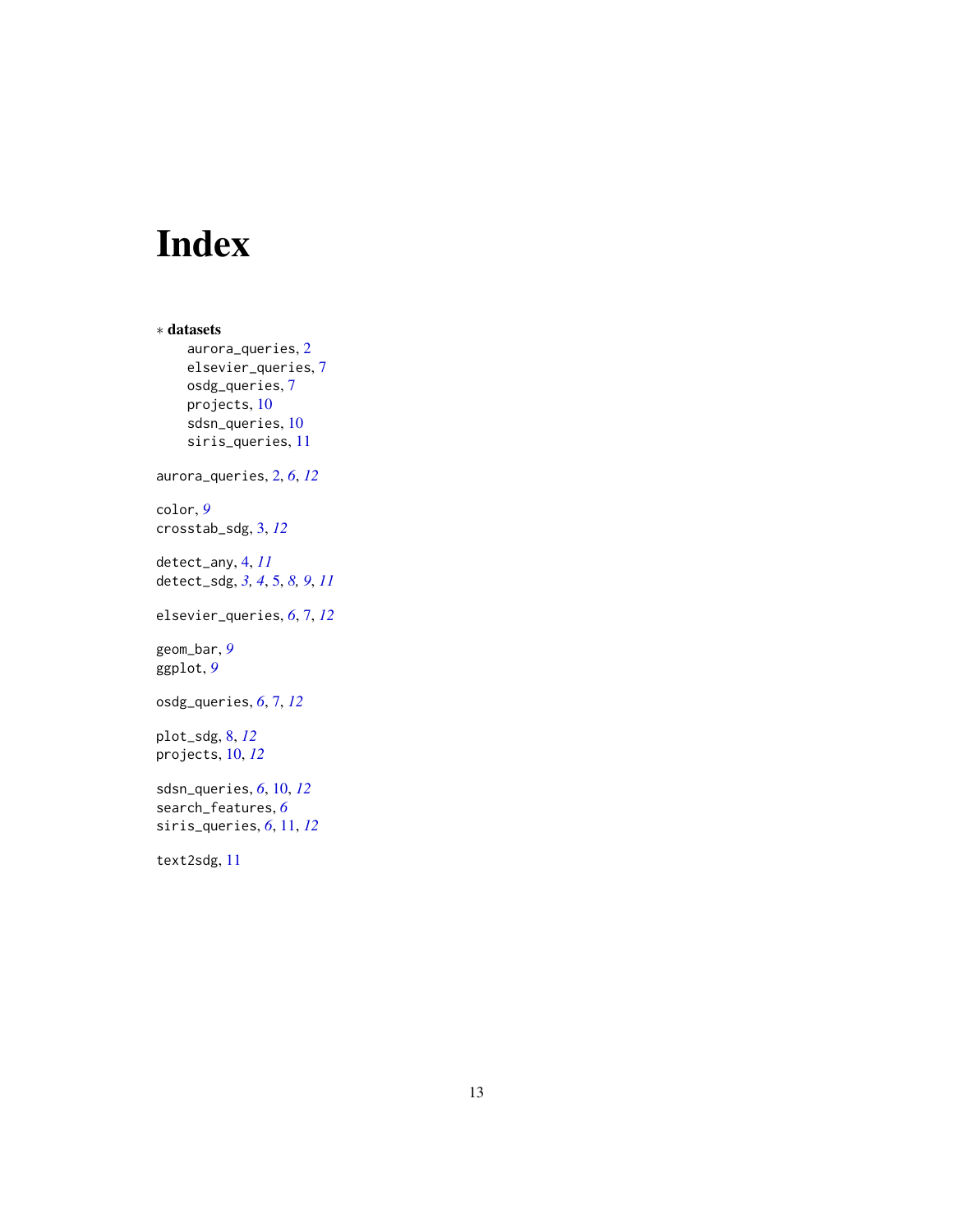# Index

∗ **datasets**
    aurora_queries, 2
    elsevier_queries, 7
    osdg_queries, 7
    projects, 10
    sdsn_queries, 10
    siris_queries, 11

aurora_queries, 2, *6*, *12*

color, *9*
crosstab_sdg, 3, *12*

detect_any, 4, *11*
detect_sdg, *3, 4*, 5, *8, 9*, *11*

elsevier_queries, *6*, 7, *12*

geom_bar, *9*
ggplot, *9*

osdg_queries, *6*, 7, *12*

plot_sdg, 8, *12*
projects, 10, *12*

sdsn_queries, *6*, 10, *12*
search_features, *6*
siris_queries, *6*, 11, *12*

text2sdg, 11